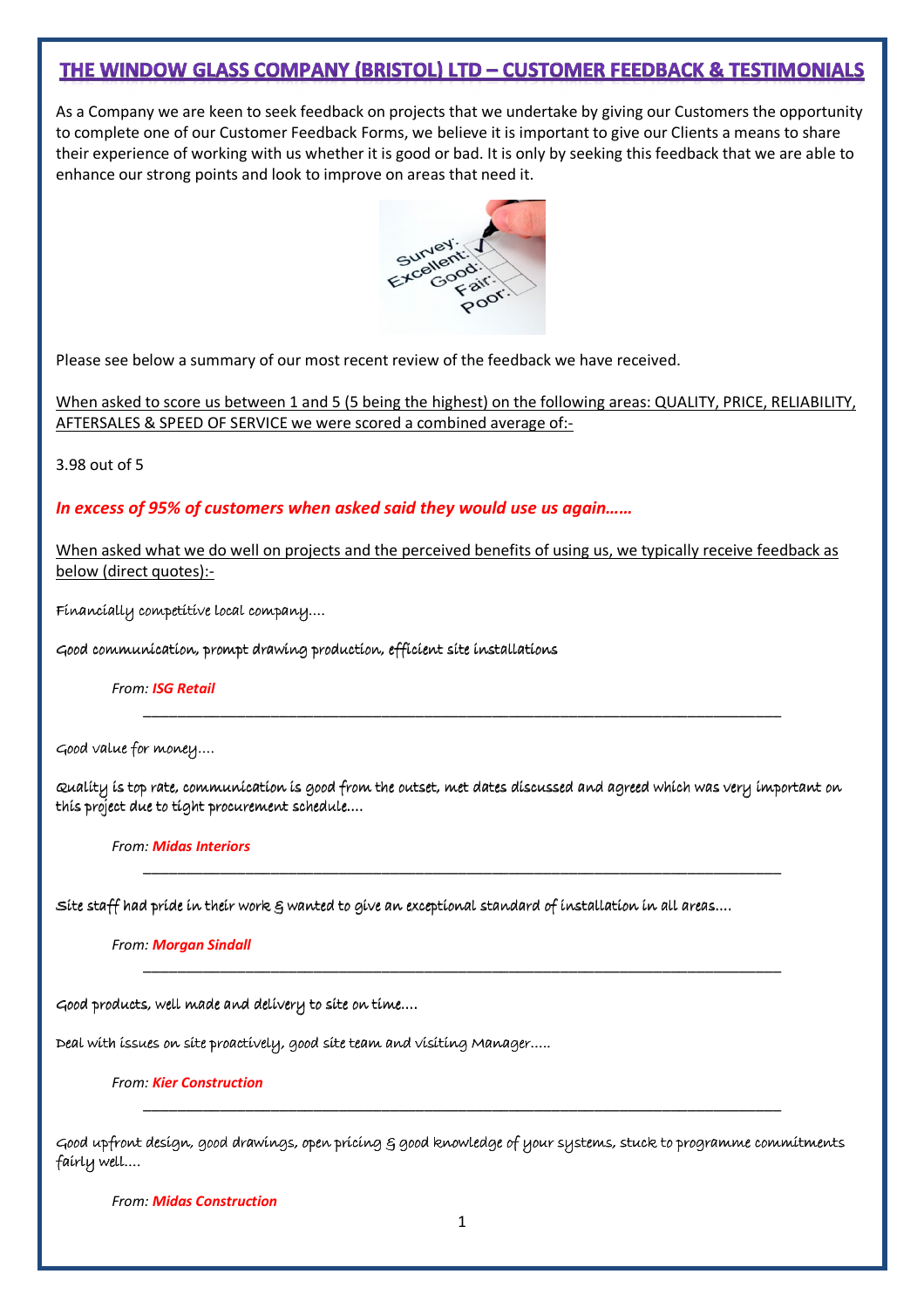# THE WINDOW GLASS COMPANY (BRISTOL) LTD – CUSTOMER FEEDBACK & TESTIMONIALS

As a Company we are keen to seek feedback on projects that we undertake by giving our Customers the opportunity to complete one of our Customer Feedback Forms, we believe it is important to give our Clients a means to share their experience of working with us whether it is good or bad. It is only by seeking this feedback that we are able to enhance our strong points and look to improve on areas that need it.

Please see below a summary of our most recent review of the feedback we have received.

When asked to score us between 1 and 5 (5 being the highest) on the following areas: QUALITY, PRICE, RELIABILITY, AFTERSALES & SPEED OF SERVICE we were scored a combined average of:-

3.98 out of 5

***In excess of 95% of customers when asked said they would use us again……***

When asked what we do well on projects and the perceived benefits of using us, we typically receive feedback as below (direct quotes):-

Financially competitive local company….

Good communication, prompt drawing production, efficient site installations

*From:* ***ISG Retail***

---

Good value for money….

Quality is top rate, communication is good from the outset, met dates discussed and agreed which was very important on this project due to tight procurement schedule….

*From:* ***Midas Interiors***

---

Site staff had pride in their work & wanted to give an exceptional standard of installation in all areas….

*From:* ***Morgan Sindall***

---

Good products, well made and delivery to site on time….

Deal with issues on site proactively, good site team and visiting Manager…..

*From:* ***Kier Construction***

---

Good upfront design, good drawings, open pricing & good knowledge of your systems, stuck to programme commitments fairly well….

*From:* ***Midas Construction***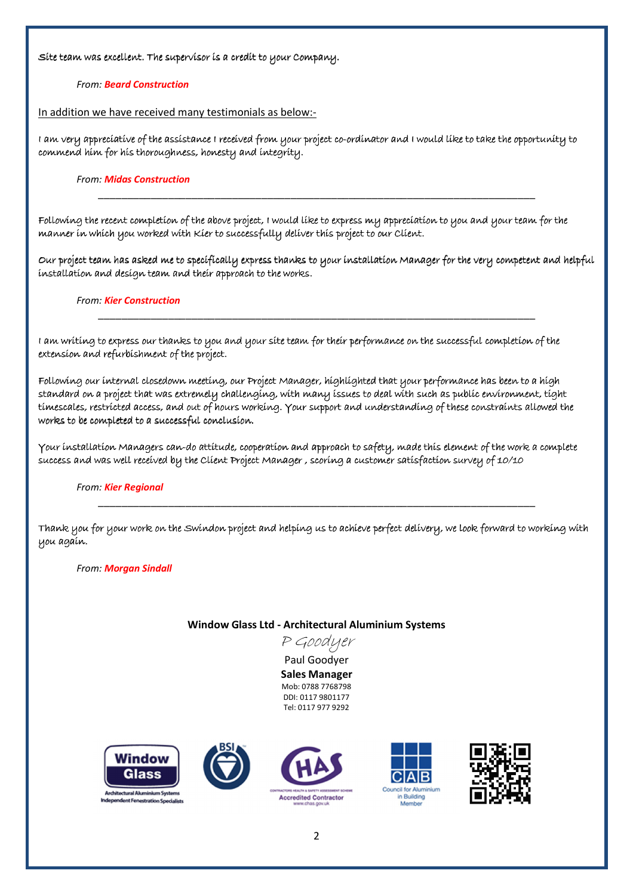Site team was excellent. The supervisor is a credit to your Company.

*From:* ***Beard Construction***

In addition we have received many testimonials as below:-

I am very appreciative of the assistance I received from your project co-ordinator and I would like to take the opportunity to commend him for his thoroughness, honesty and integrity.

*From:* ***Midas Construction***

---

Following the recent completion of the above project, I would like to express my appreciation to you and your team for the manner in which you worked with Kier to successfully deliver this project to our Client.

Our project team has asked me to specifically express thanks to your installation Manager for the very competent and helpful installation and design team and their approach to the works.

*From:* ***Kier Construction***

---

I am writing to express our thanks to you and your site team for their performance on the successful completion of the extension and refurbishment of the project.

Following our internal closedown meeting, our Project Manager, highlighted that your performance has been to a high standard on a project that was extremely challenging, with many issues to deal with such as public environment, tight timescales, restricted access, and out of hours working. Your support and understanding of these constraints allowed the works to be completed to a successful conclusion.

Your installation Managers can-do attitude, cooperation and approach to safety, made this element of the work a complete success and was well received by the Client Project Manager , scoring a customer satisfaction survey of 10/10

*From:* ***Kier Regional***

---

Thank you for your work on the Swindon project and helping us to achieve perfect delivery, we look forward to working with you again.

*From:* ***Morgan Sindall***

**Window Glass Ltd - Architectural Aluminium Systems**

P Goodyer

Paul Goodyer

**Sales Manager**

Mob: 0788 7768798

DDI: 0117 9801177

Tel: 0117 977 9292

Window Glass
Architectural Aluminium Systems
Independent Fenestration Specialists

BSI

CHAS
CONTRACTORS HEALTH & SAFETY ASSESSMENT SCHEME
Accredited Contractor
www.chas.gov.uk

CAB
Council for Aluminium in Building
Member